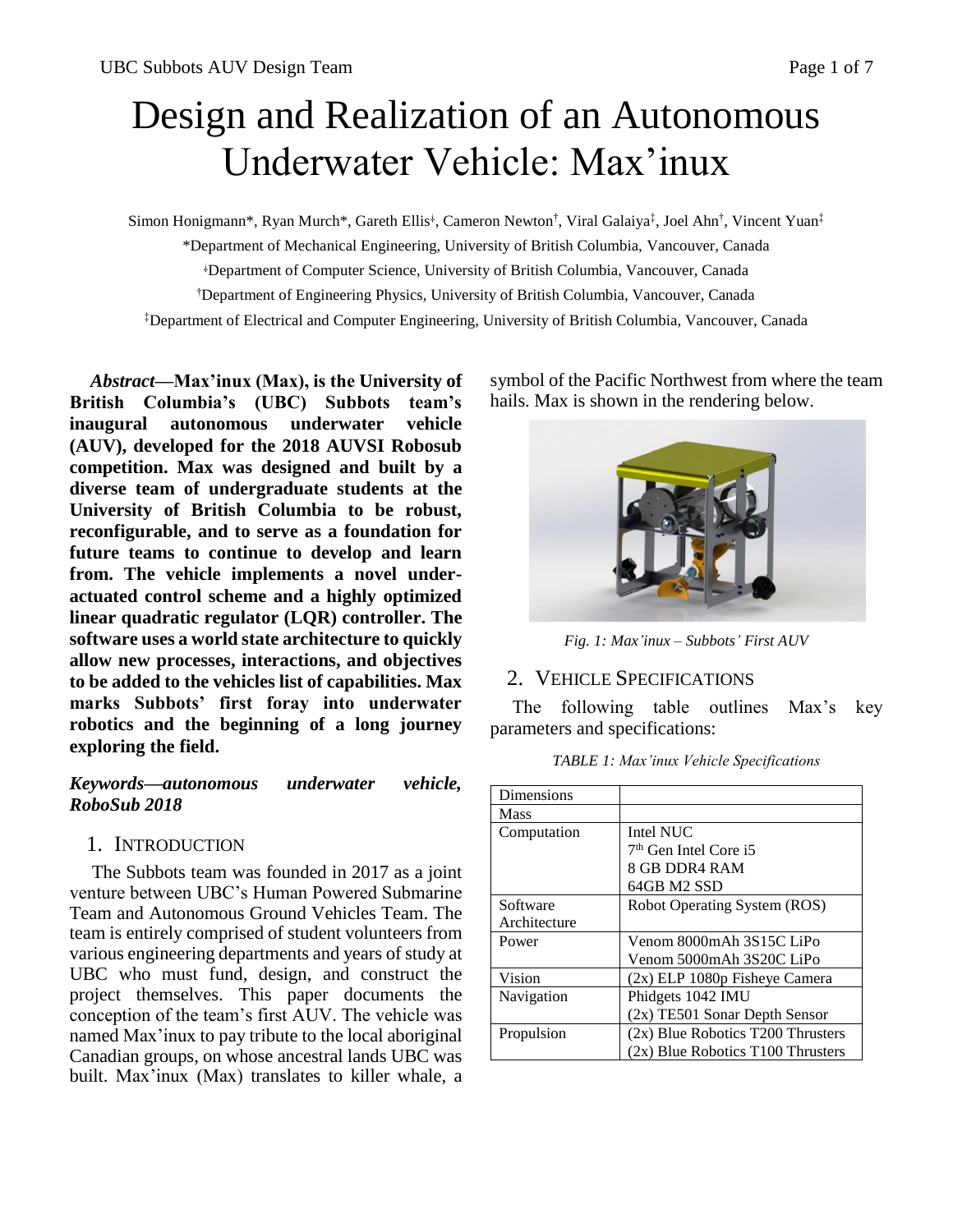# Design and Realization of an Autonomous Underwater Vehicle: Max'inux

Simon Honigmann*, Ryan Murch*, Gareth Ellis[ⱡ], Cameron Newton[†], Viral Galaiya[‡], Joel Ahn[†], Vincent Yuan[‡]

*Department of Mechanical Engineering, University of British Columbia, Vancouver, Canada

[ⱡ]Department of Computer Science, University of British Columbia, Vancouver, Canada

[†]Department of Engineering Physics, University of British Columbia, Vancouver, Canada

[‡]Department of Electrical and Computer Engineering, University of British Columbia, Vancouver, Canada

***Abstract*—Max'inux (Max), is the University of British Columbia's (UBC) Subbots team's inaugural autonomous underwater vehicle (AUV), developed for the 2018 AUVSI Robosub competition. Max was designed and built by a diverse team of undergraduate students at the University of British Columbia to be robust, reconfigurable, and to serve as a foundation for future teams to continue to develop and learn from. The vehicle implements a novel under-actuated control scheme and a highly optimized linear quadratic regulator (LQR) controller. The software uses a world state architecture to quickly allow new processes, interactions, and objectives to be added to the vehicles list of capabilities. Max marks Subbots' first foray into underwater robotics and the beginning of a long journey exploring the field.**

***Keywords—autonomous underwater vehicle, RoboSub 2018***

## 1. Introduction

The Subbots team was founded in 2017 as a joint venture between UBC's Human Powered Submarine Team and Autonomous Ground Vehicles Team. The team is entirely comprised of student volunteers from various engineering departments and years of study at UBC who must fund, design, and construct the project themselves. This paper documents the conception of the team's first AUV. The vehicle was named Max'inux to pay tribute to the local aboriginal Canadian groups, on whose ancestral lands UBC was built. Max'inux (Max) translates to killer whale, a symbol of the Pacific Northwest from where the team hails. Max is shown in the rendering below.

*Fig. 1: Max'inux – Subbots' First AUV*

## 2. Vehicle Specifications

The following table outlines Max's key parameters and specifications:

*TABLE 1: Max'inux Vehicle Specifications*

| | |
|---|---|
| Dimensions | |
| Mass | |
| Computation | Intel NUC<br>7th Gen Intel Core i5<br>8 GB DDR4 RAM<br>64GB M2 SSD |
| Software Architecture | Robot Operating System (ROS) |
| Power | Venom 8000mAh 3S15C LiPo<br>Venom 5000mAh 3S20C LiPo |
| Vision | (2x) ELP 1080p Fisheye Camera |
| Navigation | Phidgets 1042 IMU<br>(2x) TE501 Sonar Depth Sensor |
| Propulsion | (2x) Blue Robotics T200 Thrusters<br>(2x) Blue Robotics T100 Thrusters |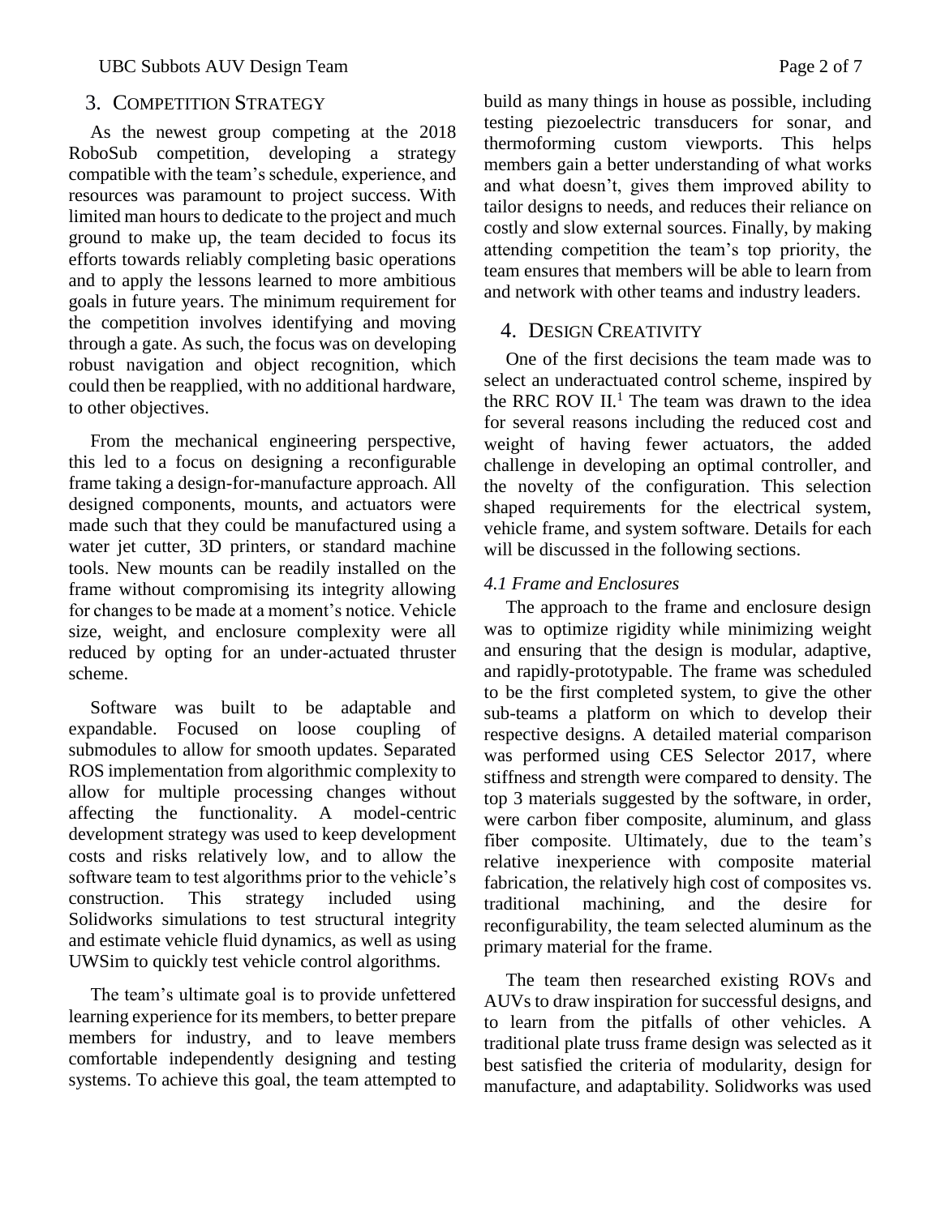## 3. Competition Strategy

As the newest group competing at the 2018 RoboSub competition, developing a strategy compatible with the team's schedule, experience, and resources was paramount to project success. With limited man hours to dedicate to the project and much ground to make up, the team decided to focus its efforts towards reliably completing basic operations and to apply the lessons learned to more ambitious goals in future years. The minimum requirement for the competition involves identifying and moving through a gate. As such, the focus was on developing robust navigation and object recognition, which could then be reapplied, with no additional hardware, to other objectives.

From the mechanical engineering perspective, this led to a focus on designing a reconfigurable frame taking a design-for-manufacture approach. All designed components, mounts, and actuators were made such that they could be manufactured using a water jet cutter, 3D printers, or standard machine tools. New mounts can be readily installed on the frame without compromising its integrity allowing for changes to be made at a moment's notice. Vehicle size, weight, and enclosure complexity were all reduced by opting for an under-actuated thruster scheme.

Software was built to be adaptable and expandable. Focused on loose coupling of submodules to allow for smooth updates. Separated ROS implementation from algorithmic complexity to allow for multiple processing changes without affecting the functionality. A model-centric development strategy was used to keep development costs and risks relatively low, and to allow the software team to test algorithms prior to the vehicle's construction. This strategy included using Solidworks simulations to test structural integrity and estimate vehicle fluid dynamics, as well as using UWSim to quickly test vehicle control algorithms.

The team's ultimate goal is to provide unfettered learning experience for its members, to better prepare members for industry, and to leave members comfortable independently designing and testing systems. To achieve this goal, the team attempted to build as many things in house as possible, including testing piezoelectric transducers for sonar, and thermoforming custom viewports. This helps members gain a better understanding of what works and what doesn't, gives them improved ability to tailor designs to needs, and reduces their reliance on costly and slow external sources. Finally, by making attending competition the team's top priority, the team ensures that members will be able to learn from and network with other teams and industry leaders.

## 4. Design Creativity

One of the first decisions the team made was to select an underactuated control scheme, inspired by the RRC ROV II.[1] The team was drawn to the idea for several reasons including the reduced cost and weight of having fewer actuators, the added challenge in developing an optimal controller, and the novelty of the configuration. This selection shaped requirements for the electrical system, vehicle frame, and system software. Details for each will be discussed in the following sections.

### *4.1 Frame and Enclosures*

The approach to the frame and enclosure design was to optimize rigidity while minimizing weight and ensuring that the design is modular, adaptive, and rapidly-prototypable. The frame was scheduled to be the first completed system, to give the other sub-teams a platform on which to develop their respective designs. A detailed material comparison was performed using CES Selector 2017, where stiffness and strength were compared to density. The top 3 materials suggested by the software, in order, were carbon fiber composite, aluminum, and glass fiber composite. Ultimately, due to the team's relative inexperience with composite material fabrication, the relatively high cost of composites vs. traditional machining, and the desire for reconfigurability, the team selected aluminum as the primary material for the frame.

The team then researched existing ROVs and AUVs to draw inspiration for successful designs, and to learn from the pitfalls of other vehicles. A traditional plate truss frame design was selected as it best satisfied the criteria of modularity, design for manufacture, and adaptability. Solidworks was used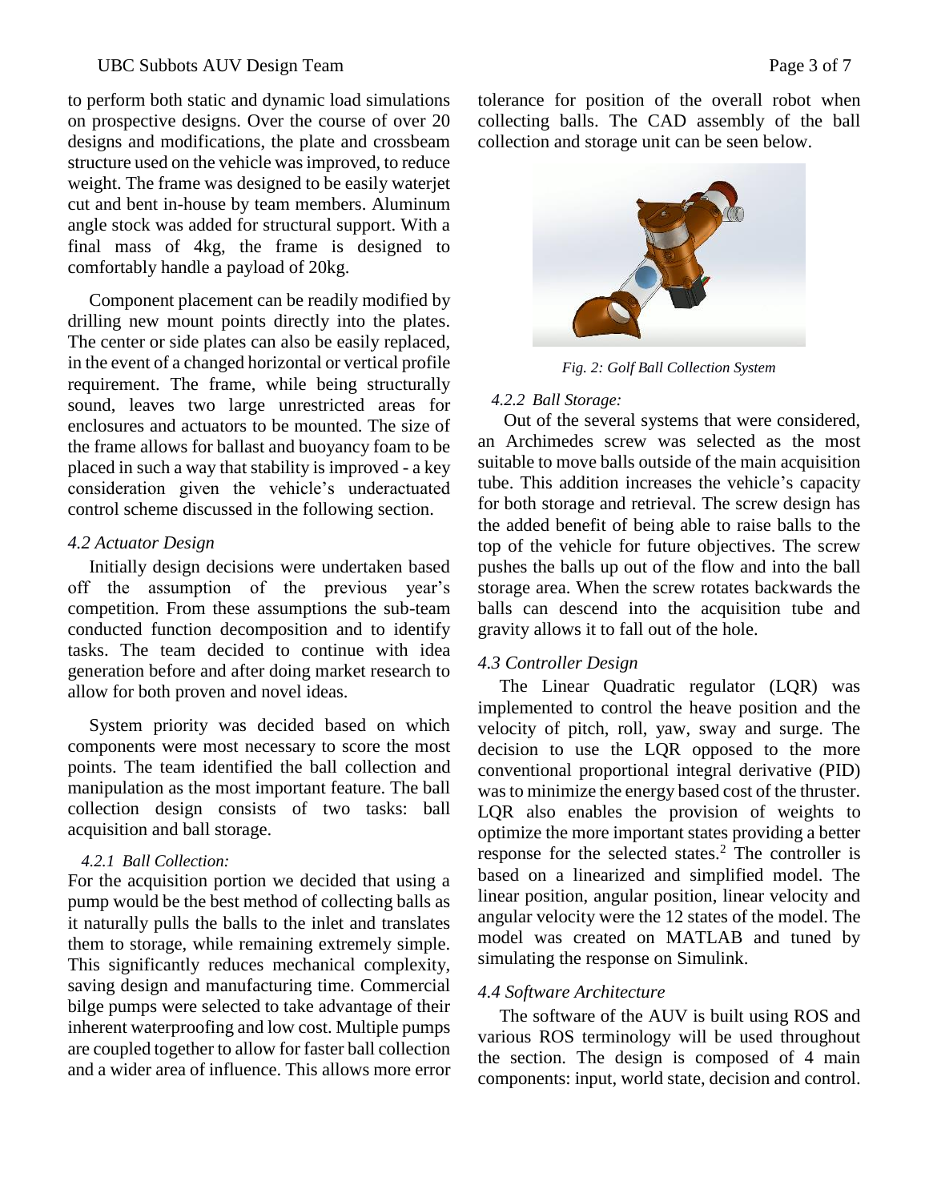to perform both static and dynamic load simulations on prospective designs. Over the course of over 20 designs and modifications, the plate and crossbeam structure used on the vehicle was improved, to reduce weight. The frame was designed to be easily waterjet cut and bent in-house by team members. Aluminum angle stock was added for structural support. With a final mass of 4kg, the frame is designed to comfortably handle a payload of 20kg.

Component placement can be readily modified by drilling new mount points directly into the plates. The center or side plates can also be easily replaced, in the event of a changed horizontal or vertical profile requirement. The frame, while being structurally sound, leaves two large unrestricted areas for enclosures and actuators to be mounted. The size of the frame allows for ballast and buoyancy foam to be placed in such a way that stability is improved - a key consideration given the vehicle's underactuated control scheme discussed in the following section.

### *4.2 Actuator Design*

Initially design decisions were undertaken based off the assumption of the previous year's competition. From these assumptions the sub-team conducted function decomposition and to identify tasks. The team decided to continue with idea generation before and after doing market research to allow for both proven and novel ideas.

System priority was decided based on which components were most necessary to score the most points. The team identified the ball collection and manipulation as the most important feature. The ball collection design consists of two tasks: ball acquisition and ball storage.

#### *4.2.1 Ball Collection:*

For the acquisition portion we decided that using a pump would be the best method of collecting balls as it naturally pulls the balls to the inlet and translates them to storage, while remaining extremely simple. This significantly reduces mechanical complexity, saving design and manufacturing time. Commercial bilge pumps were selected to take advantage of their inherent waterproofing and low cost. Multiple pumps are coupled together to allow for faster ball collection and a wider area of influence. This allows more error tolerance for position of the overall robot when collecting balls. The CAD assembly of the ball collection and storage unit can be seen below.

*Fig. 2: Golf Ball Collection System*

#### *4.2.2 Ball Storage:*

Out of the several systems that were considered, an Archimedes screw was selected as the most suitable to move balls outside of the main acquisition tube. This addition increases the vehicle's capacity for both storage and retrieval. The screw design has the added benefit of being able to raise balls to the top of the vehicle for future objectives. The screw pushes the balls up out of the flow and into the ball storage area. When the screw rotates backwards the balls can descend into the acquisition tube and gravity allows it to fall out of the hole.

### *4.3 Controller Design*

The Linear Quadratic regulator (LQR) was implemented to control the heave position and the velocity of pitch, roll, yaw, sway and surge. The decision to use the LQR opposed to the more conventional proportional integral derivative (PID) was to minimize the energy based cost of the thruster. LQR also enables the provision of weights to optimize the more important states providing a better response for the selected states.[2] The controller is based on a linearized and simplified model. The linear position, angular position, linear velocity and angular velocity were the 12 states of the model. The model was created on MATLAB and tuned by simulating the response on Simulink.

### *4.4 Software Architecture*

The software of the AUV is built using ROS and various ROS terminology will be used throughout the section. The design is composed of 4 main components: input, world state, decision and control.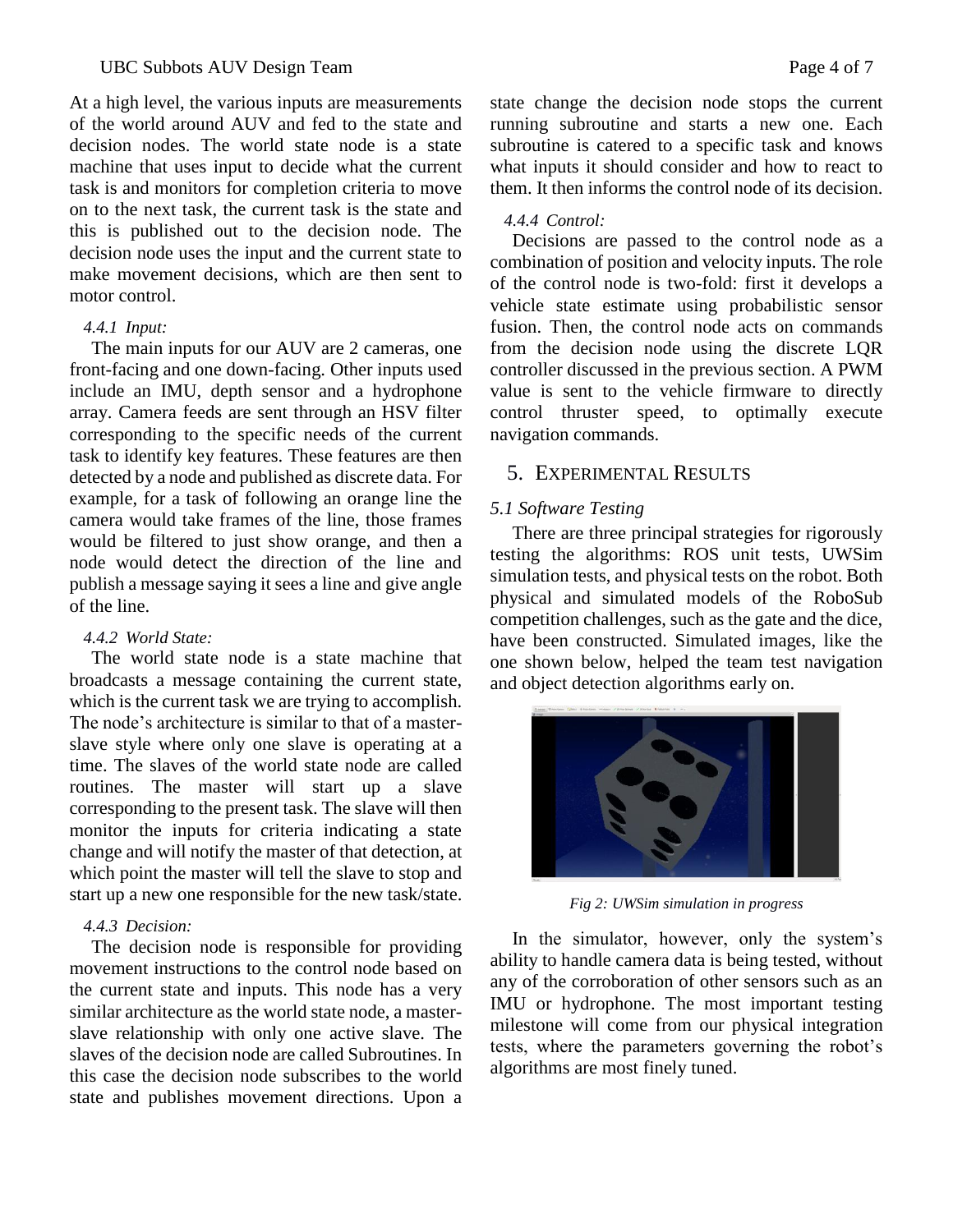At a high level, the various inputs are measurements of the world around AUV and fed to the state and decision nodes. The world state node is a state machine that uses input to decide what the current task is and monitors for completion criteria to move on to the next task, the current task is the state and this is published out to the decision node. The decision node uses the input and the current state to make movement decisions, which are then sent to motor control.

#### *4.4.1 Input:*

The main inputs for our AUV are 2 cameras, one front-facing and one down-facing. Other inputs used include an IMU, depth sensor and a hydrophone array. Camera feeds are sent through an HSV filter corresponding to the specific needs of the current task to identify key features. These features are then detected by a node and published as discrete data. For example, for a task of following an orange line the camera would take frames of the line, those frames would be filtered to just show orange, and then a node would detect the direction of the line and publish a message saying it sees a line and give angle of the line.

#### *4.4.2 World State:*

The world state node is a state machine that broadcasts a message containing the current state, which is the current task we are trying to accomplish. The node's architecture is similar to that of a master-slave style where only one slave is operating at a time. The slaves of the world state node are called routines. The master will start up a slave corresponding to the present task. The slave will then monitor the inputs for criteria indicating a state change and will notify the master of that detection, at which point the master will tell the slave to stop and start up a new one responsible for the new task/state.

#### *4.4.3 Decision:*

The decision node is responsible for providing movement instructions to the control node based on the current state and inputs. This node has a very similar architecture as the world state node, a master-slave relationship with only one active slave. The slaves of the decision node are called Subroutines. In this case the decision node subscribes to the world state and publishes movement directions. Upon a state change the decision node stops the current running subroutine and starts a new one. Each subroutine is catered to a specific task and knows what inputs it should consider and how to react to them. It then informs the control node of its decision.

#### *4.4.4 Control:*

Decisions are passed to the control node as a combination of position and velocity inputs. The role of the control node is two-fold: first it develops a vehicle state estimate using probabilistic sensor fusion. Then, the control node acts on commands from the decision node using the discrete LQR controller discussed in the previous section. A PWM value is sent to the vehicle firmware to directly control thruster speed, to optimally execute navigation commands.

## 5. Experimental Results

### *5.1 Software Testing*

There are three principal strategies for rigorously testing the algorithms: ROS unit tests, UWSim simulation tests, and physical tests on the robot. Both physical and simulated models of the RoboSub competition challenges, such as the gate and the dice, have been constructed. Simulated images, like the one shown below, helped the team test navigation and object detection algorithms early on.

*Fig 2: UWSim simulation in progress*

In the simulator, however, only the system's ability to handle camera data is being tested, without any of the corroboration of other sensors such as an IMU or hydrophone. The most important testing milestone will come from our physical integration tests, where the parameters governing the robot's algorithms are most finely tuned.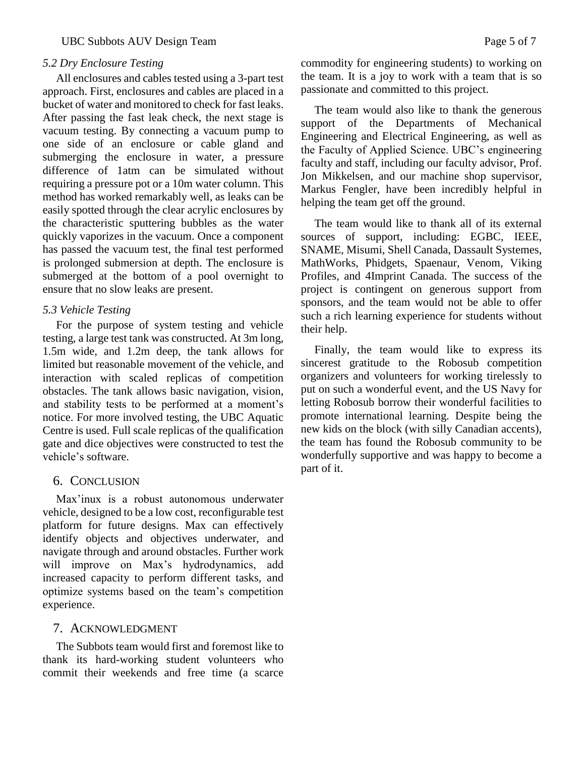### 5.2 Dry Enclosure Testing

All enclosures and cables tested using a 3-part test approach. First, enclosures and cables are placed in a bucket of water and monitored to check for fast leaks. After passing the fast leak check, the next stage is vacuum testing. By connecting a vacuum pump to one side of an enclosure or cable gland and submerging the enclosure in water, a pressure difference of 1atm can be simulated without requiring a pressure pot or a 10m water column. This method has worked remarkably well, as leaks can be easily spotted through the clear acrylic enclosures by the characteristic sputtering bubbles as the water quickly vaporizes in the vacuum. Once a component has passed the vacuum test, the final test performed is prolonged submersion at depth. The enclosure is submerged at the bottom of a pool overnight to ensure that no slow leaks are present.

### 5.3 Vehicle Testing

For the purpose of system testing and vehicle testing, a large test tank was constructed. At 3m long, 1.5m wide, and 1.2m deep, the tank allows for limited but reasonable movement of the vehicle, and interaction with scaled replicas of competition obstacles. The tank allows basic navigation, vision, and stability tests to be performed at a moment's notice. For more involved testing, the UBC Aquatic Centre is used. Full scale replicas of the qualification gate and dice objectives were constructed to test the vehicle's software.

## 6. Conclusion

Max'inux is a robust autonomous underwater vehicle, designed to be a low cost, reconfigurable test platform for future designs. Max can effectively identify objects and objectives underwater, and navigate through and around obstacles. Further work will improve on Max's hydrodynamics, add increased capacity to perform different tasks, and optimize systems based on the team's competition experience.

## 7. Acknowledgment

The Subbots team would first and foremost like to thank its hard-working student volunteers who commit their weekends and free time (a scarce commodity for engineering students) to working on the team. It is a joy to work with a team that is so passionate and committed to this project.

The team would also like to thank the generous support of the Departments of Mechanical Engineering and Electrical Engineering, as well as the Faculty of Applied Science. UBC's engineering faculty and staff, including our faculty advisor, Prof. Jon Mikkelsen, and our machine shop supervisor, Markus Fengler, have been incredibly helpful in helping the team get off the ground.

The team would like to thank all of its external sources of support, including: EGBC, IEEE, SNAME, Misumi, Shell Canada, Dassault Systemes, MathWorks, Phidgets, Spaenaur, Venom, Viking Profiles, and 4Imprint Canada. The success of the project is contingent on generous support from sponsors, and the team would not be able to offer such a rich learning experience for students without their help.

Finally, the team would like to express its sincerest gratitude to the Robosub competition organizers and volunteers for working tirelessly to put on such a wonderful event, and the US Navy for letting Robosub borrow their wonderful facilities to promote international learning. Despite being the new kids on the block (with silly Canadian accents), the team has found the Robosub community to be wonderfully supportive and was happy to become a part of it.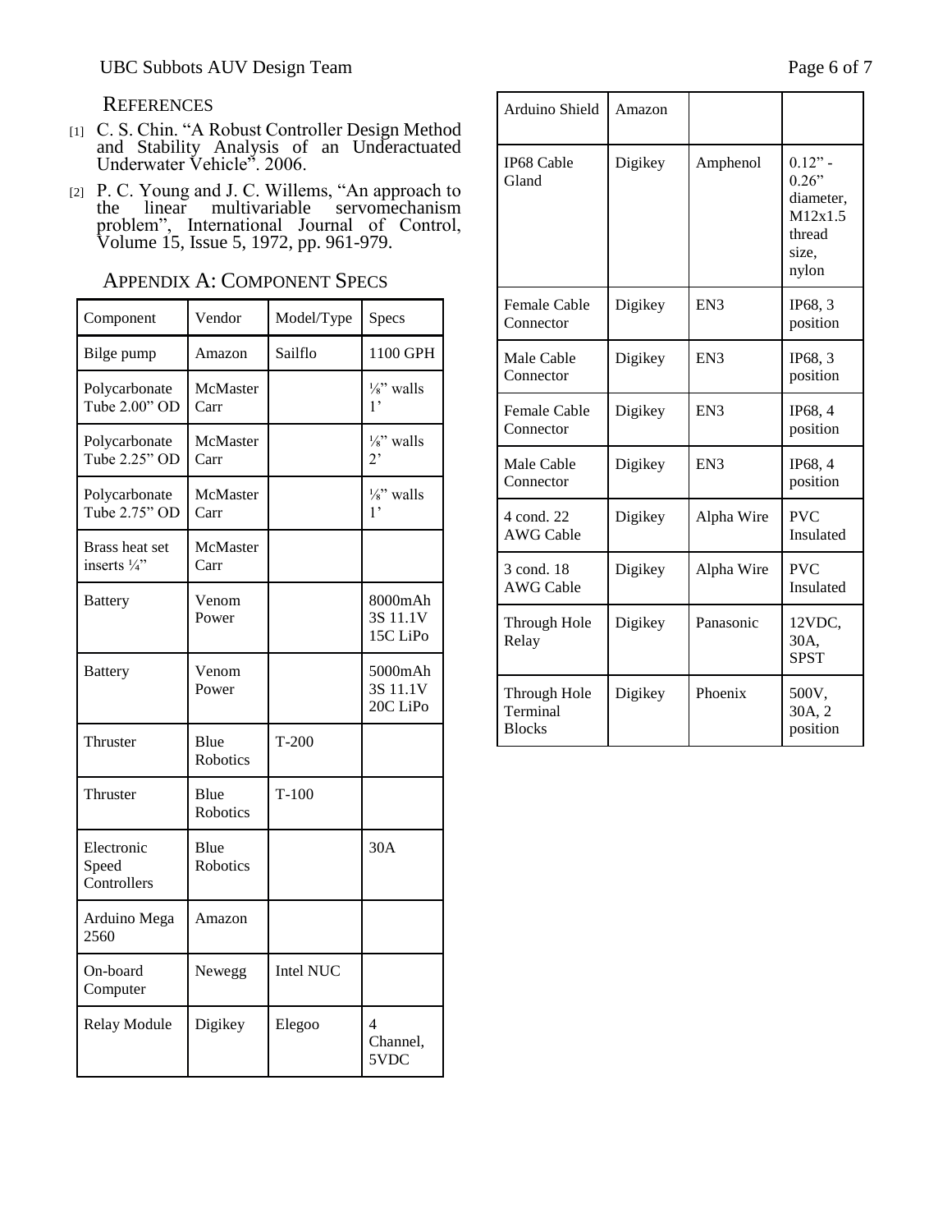## REFERENCES

[1] C. S. Chin. "A Robust Controller Design Method and Stability Analysis of an Underactuated Underwater Vehicle". 2006.

[2] P. C. Young and J. C. Willems, "An approach to the linear multivariable servomechanism problem", International Journal of Control, Volume 15, Issue 5, 1972, pp. 961-979.

## APPENDIX A: COMPONENT SPECS

| Component | Vendor | Model/Type | Specs |
|---|---|---|---|
| Bilge pump | Amazon | Sailflo | 1100 GPH |
| Polycarbonate Tube 2.00" OD | McMaster Carr | | ⅛" walls 1' |
| Polycarbonate Tube 2.25" OD | McMaster Carr | | ⅛" walls 2' |
| Polycarbonate Tube 2.75" OD | McMaster Carr | | ⅛" walls 1' |
| Brass heat set inserts ¼" | McMaster Carr | | |
| Battery | Venom Power | | 8000mAh 3S 11.1V 15C LiPo |
| Battery | Venom Power | | 5000mAh 3S 11.1V 20C LiPo |
| Thruster | Blue Robotics | T-200 | |
| Thruster | Blue Robotics | T-100 | |
| Electronic Speed Controllers | Blue Robotics | | 30A |
| Arduino Mega 2560 | Amazon | | |
| On-board Computer | Newegg | Intel NUC | |
| Relay Module | Digikey | Elegoo | 4 Channel, 5VDC |
| Arduino Shield | Amazon | | |
| IP68 Cable Gland | Digikey | Amphenol | 0.12" - 0.26" diameter, M12x1.5 thread size, nylon |
| Female Cable Connector | Digikey | EN3 | IP68, 3 position |
| Male Cable Connector | Digikey | EN3 | IP68, 3 position |
| Female Cable Connector | Digikey | EN3 | IP68, 4 position |
| Male Cable Connector | Digikey | EN3 | IP68, 4 position |
| 4 cond. 22 AWG Cable | Digikey | Alpha Wire | PVC Insulated |
| 3 cond. 18 AWG Cable | Digikey | Alpha Wire | PVC Insulated |
| Through Hole Relay | Digikey | Panasonic | 12VDC, 30A, SPST |
| Through Hole Terminal Blocks | Digikey | Phoenix | 500V, 30A, 2 position |